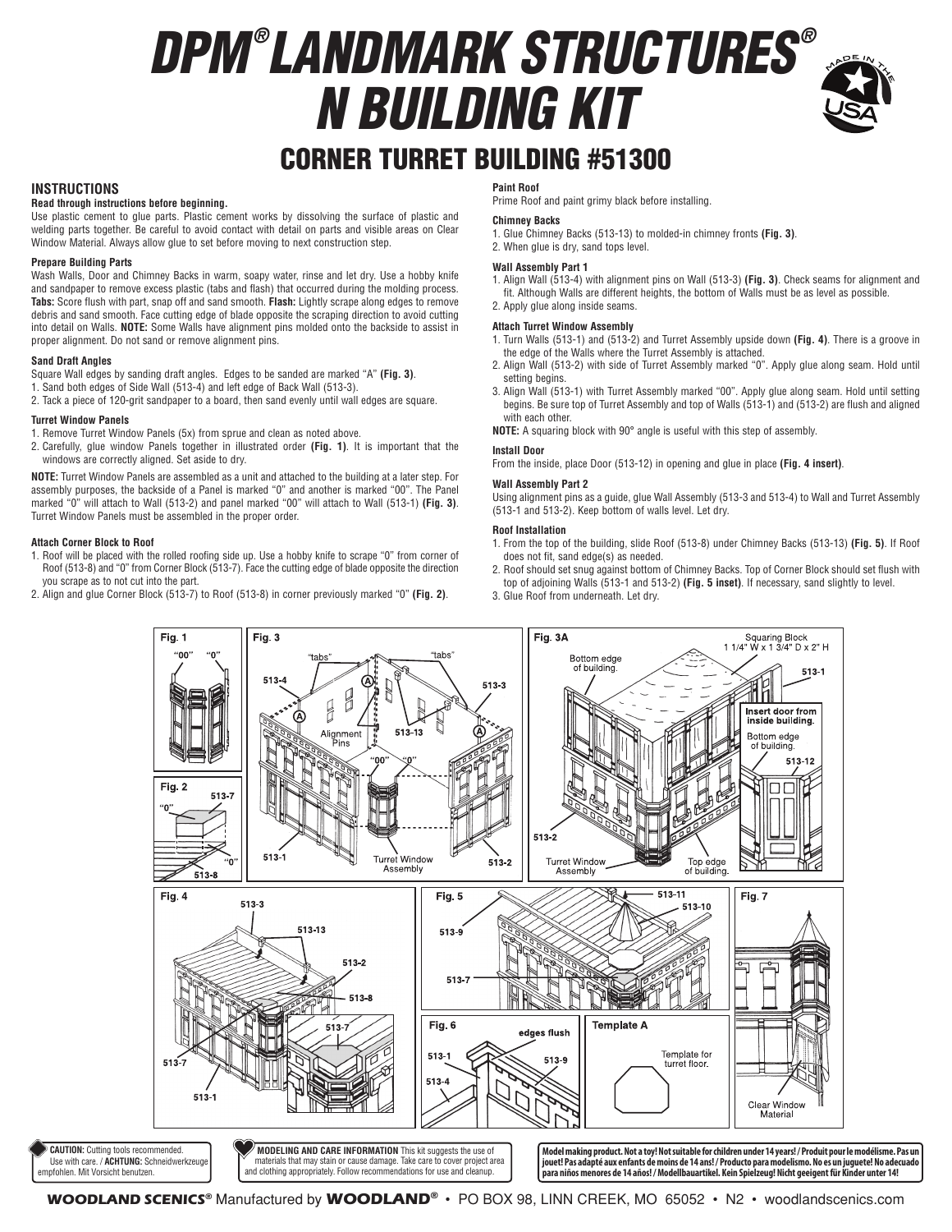# DPM® LANDMARK STRUCTURES® N BUILDING KIT

## CORNER TURRET BUILDING #51300

### INSTRUCTIONS

**Read through instructions before beginning.**

Use plastic cement to glue parts. Plastic cement works by dissolving the surface of plastic and welding parts together. Be careful to avoid contact with detail on parts and visible areas on Clear Window Material. Always allow glue to set before moving to next construction step.

#### Prepare Building Parts

Wash Walls, Door and Chimney Backs in warm, soapy water, rinse and let dry. Use a hobby knife and sandpaper to remove excess plastic (tabs and flash) that occurred during the molding process. **Tabs:** Score flush with part, snap off and sand smooth. **Flash:** Lightly scrape along edges to remove debris and sand smooth. Face cutting edge of blade opposite the scraping direction to avoid cutting into detail on Walls. **NOTE:** Some Walls have alignment pins molded onto the backside to assist in proper alignment. Do not sand or remove alignment pins.

#### Sand Draft Angles

Square Wall edges by sanding draft angles. Edges to be sanded are marked "A" **(Fig. 3)**.

1. Sand both edges of Side Wall (513-4) and left edge of Back Wall (513-3).
2. Tack a piece of 120-grit sandpaper to a board, then sand evenly until wall edges are square.

#### Turret Window Panels

1. Remove Turret Window Panels (5x) from sprue and clean as noted above.
2. Carefully, glue window Panels together in illustrated order **(Fig. 1)**. It is important that the windows are correctly aligned. Set aside to dry.

**NOTE:** Turret Window Panels are assembled as a unit and attached to the building at a later step. For assembly purposes, the backside of a Panel is marked "0" and another is marked "00". The Panel marked "0" will attach to Wall (513-2) and panel marked "00" will attach to Wall (513-1) **(Fig. 3)**. Turret Window Panels must be assembled in the proper order.

#### Attach Corner Block to Roof

1. Roof will be placed with the rolled roofing side up. Use a hobby knife to scrape "0" from corner of Roof (513-8) and "0" from Corner Block (513-7). Face the cutting edge of blade opposite the direction you scrape as to not cut into the part.
2. Align and glue Corner Block (513-7) to Roof (513-8) in corner previously marked "0" **(Fig. 2)**.

#### Paint Roof

Prime Roof and paint grimy black before installing.

#### Chimney Backs

1. Glue Chimney Backs (513-13) to molded-in chimney fronts **(Fig. 3)**.
2. When glue is dry, sand tops level.

#### Wall Assembly Part 1

1. Align Wall (513-4) with alignment pins on Wall (513-3) **(Fig. 3)**. Check seams for alignment and fit. Although Walls are different heights, the bottom of Walls must be as level as possible.
2. Apply glue along inside seams.

#### Attach Turret Window Assembly

1. Turn Walls (513-1) and (513-2) and Turret Assembly upside down **(Fig. 4)**. There is a groove in the edge of the Walls where the Turret Assembly is attached.
2. Align Wall (513-2) with side of Turret Assembly marked "0". Apply glue along seam. Hold until setting begins.
3. Align Wall (513-1) with Turret Assembly marked "00". Apply glue along seam. Hold until setting begins. Be sure top of Turret Assembly and top of Walls (513-1) and (513-2) are flush and aligned with each other.

**NOTE:** A squaring block with 90° angle is useful with this step of assembly.

#### Install Door

From the inside, place Door (513-12) in opening and glue in place **(Fig. 4 insert)**.

#### Wall Assembly Part 2

Using alignment pins as a guide, glue Wall Assembly (513-3 and 513-4) to Wall and Turret Assembly (513-1 and 513-2). Keep bottom of walls level. Let dry.

#### Roof Installation

1. From the top of the building, slide Roof (513-8) under Chimney Backs (513-13) **(Fig. 5)**. If Roof does not fit, sand edge(s) as needed.
2. Roof should set snug against bottom of Chimney Backs. Top of Corner Block should set flush with top of adjoining Walls (513-1 and 513-2) **(Fig. 5 inset)**. If necessary, sand slightly to level.
3. Glue Roof from underneath. Let dry.

Fig. 1 — "00" "0"

Fig. 2 — 513-7, "0", "0", 513-8

Fig. 3 — "tabs", 513-4, A, Alignment Pins, 513-13, 513-3, "00" "0", 513-1, Turret Window Assembly, 513-2

Fig. 3A — Squaring Block 1 1/4" W x 1 3/4" D x 2" H; Bottom edge of building; 513-1; Insert door from inside building.; Bottom edge of building; 513-12; 513-2; Turret Window Assembly; Top edge of building.

Fig. 4 — 513-3, 513-13, 513-2, 513-8, 513-7, 513-1

Fig. 5 — 513-11, 513-10, 513-9, 513-7

Fig. 6 — edges flush, 513-1, 513-9, 513-4

Template A — Template for turret floor.

Fig. 7 — Clear Window Material

**CAUTION:** Cutting tools recommended. Use with care. / **ACHTUNG:** Schneidwerkzeuge empfohlen. Mit Vorsicht benutzen.

**MODELING AND CARE INFORMATION** This kit suggests the use of materials that may stain or cause damage. Take care to cover project area and clothing appropriately. Follow recommendations for use and cleanup.

**Model making product. Not a toy! Not suitable for children under 14 years! / Produit pour le modélisme. Pas un jouet! Pas adapté aux enfants de moins de 14 ans! / Producto para modelismo. No es un juguete! No adecuado para niños menores de 14 años! / Modellbauartikel. Kein Spielzeug! Nicht geeignet für Kinder unter 14!**

**WOODLAND SCENICS®** Manufactured by **WOODLAND®** • PO BOX 98, LINN CREEK, MO 65052 • N2 • woodlandscenics.com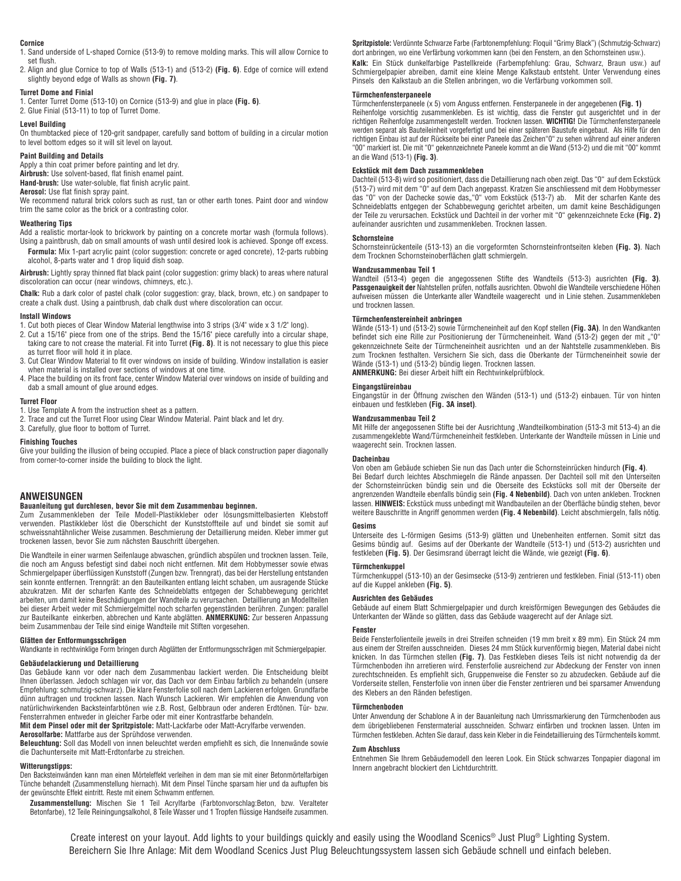#### Cornice

1. Sand underside of L-shaped Cornice (513-9) to remove molding marks. This will allow Cornice to set flush.
2. Align and glue Cornice to top of Walls (513-1) and (513-2) **(Fig. 6)**. Edge of cornice will extend slightly beyond edge of Walls as shown **(Fig. 7)**.

#### Turret Dome and Finial

1. Center Turret Dome (513-10) on Cornice (513-9) and glue in place **(Fig. 6)**.
2. Glue Finial (513-11) to top of Turret Dome.

#### Level Building

On thumbtacked piece of 120-grit sandpaper, carefully sand bottom of building in a circular motion to level bottom edges so it will sit level on layout.

#### Paint Building and Details

Apply a thin coat primer before painting and let dry.
**Airbrush:** Use solvent-based, flat finish enamel paint.
**Hand-brush:** Use water-soluble, flat finish acrylic paint.
**Aerosol:** Use flat finish spray paint.
We recommend natural brick colors such as rust, tan or other earth tones. Paint door and window trim the same color as the brick or a contrasting color.

#### Weathering Tips

Add a realistic mortar-look to brickwork by painting on a concrete mortar wash (formula follows). Using a paintbrush, dab on small amounts of wash until desired look is achieved. Sponge off excess.

**Formula:** Mix 1-part acrylic paint (color suggestion: concrete or aged concrete), 12-parts rubbing alcohol, 8-parts water and 1 drop liquid dish soap.

**Airbrush:** Lightly spray thinned flat black paint (color suggestion: grimy black) to areas where natural discoloration can occur (near windows, chimneys, etc.).

**Chalk:** Rub a dark color of pastel chalk (color suggestion: gray, black, brown, etc.) on sandpaper to create a chalk dust. Using a paintbrush, dab chalk dust where discoloration can occur.

#### Install Windows

1. Cut both pieces of Clear Window Material lengthwise into 3 strips (3/4" wide x 3 1/2" long).
2. Cut a 15/16" piece from one of the strips. Bend the 15/16" piece carefully into a circular shape, taking care to not crease the material. Fit into Turret **(Fig. 8)**. It is not necessary to glue this piece as turret floor will hold it in place.
3. Cut Clear Window Material to fit over windows on inside of building. Window installation is easier when material is installed over sections of windows at one time.
4. Place the building on its front face, center Window Material over windows on inside of building and dab a small amount of glue around edges.

#### Turret Floor

1. Use Template A from the instruction sheet as a pattern.
2. Trace and cut the Turret Floor using Clear Window Material. Paint black and let dry.
3. Carefully, glue floor to bottom of Turret.

#### Finishing Touches

Give your building the illusion of being occupied. Place a piece of black construction paper diagonally from corner-to-corner inside the building to block the light.

## ANWEISUNGEN

**Bauanleitung gut durchlesen, bevor Sie mit dem Zusammenbau beginnen.**
Zum Zusammenkleben der Teile Modell-Plastikkleber oder lösungsmittelbasierten Klebstoff verwenden. Plastikkleber löst die Oberschicht der Kunststoffteile auf und bindet sie somit auf schweissnahtähnlicher Weise zusammen. Beschmierung der Detaillierung meiden. Kleber immer gut trockenen lassen, bevor Sie zum nächsten Bauschritt übergehen.

Die Wandteile in einer warmen Seifenlauge abwaschen, gründlich abspülen und trocknen lassen. Teile, die noch am Anguss befestigt sind dabei noch nicht entfernen. Mit dem Hobbymesser sowie etwas Schmiergelpapier überflüssigen Kunststoff (Zungen bzw. Trenngrat), das bei der Herstellung entstanden sein konnte entfernen. Trenngrät: an den Bauteilkanten entlang leicht schaben, um ausragende Stücke abzukratzen. Mit der scharfen Kante des Schneideblatts entgegen der Schabbewegung gerichtet arbeiten, um damit keine Beschädigungen der Wandteile zu verursachen. Detaillierung an Modellteilen bei dieser Arbeit weder mit Schmiergelmittel noch scharfen gegenständen berühren. Zungen: parallel zur Bauteilkante einkerben, abbrechen und Kante abglätten. **ANMERKUNG:** Zur besseren Anpassung beim Zusammenbau der Teile sind einige Wandteile mit Stiften vorgesehen.

#### Glätten der Entformungsschrägen

Wandkante in rechtwinklige Form bringen durch Abglätten der Entformungsschrägen mit Schmiergelpapier.

#### Gebäudelackierung und Detaillierung

Das Gebäude kann vor oder nach dem Zusammenbau lackiert werden. Die Entscheidung bleibt Ihnen überlassen. Jedoch schlagen wir vor, das Dach vor dem Einbau farblich zu behandeln (unsere Empfehlung: schmutzig-schwarz). Die klare Fensterfolie soll nach dem Lackieren erfolgen. Grundfarbe dünn auftragen und trocknen lassen. Nach Wunsch Lackieren. Wir empfehlen die Anwendung von natürlichroten Backsteinfarbtönen wie z.B. Rost, Gelbbraun oder anderen Erdtönen. Tür- bzw. Fensterrahmen entweder in gleicher Farbe oder mit einer Kontrastfarbe behandeln.
**Mit dem Pinsel oder mit der Spritzpistole:** Matt-Lackfarbe oder Matt-Acrylfarbe verwenden.
**Aerosolfarbe:** Mattfarbe aus der Sprühdose verwenden.
**Beleuchtung:** Soll das Modell von innen beleuchtet werden empfiehlt es sich, die Innenwände sowie die Dachunterseite mit Matt-Erdtonfarbe zu streichen.

#### Witterungstipps:

Den Backsteinwänden kann man einen Mörteleffekt verleihen in dem man sie mit einer Betonmörtelfarbigen Tünche behandelt (Zusammenstellung hiernach). Mit dem Pinsel Tünche sparsam hier und da auftupfen bis der gewünschte Effekt eintritt. Reste mit einem Schwamm entfernen.

**Zusammenstellung:** Mischen Sie 1 Teil Acrylfarbe (Farbtonvorschlag:Beton, bzw. Veralteter Betonfarbe), 12 Teile Reiningungsalkohol, 8 Teile Wasser und 1 Tropfen flüssige Handseife zusammen.

**Spritzpistole:** Verdünnte Schwarze Farbe (Farbtonempfehlung: Floquil "Grimy Black") (Schmutzig-Schwarz) dort anbringen, wo eine Verfärbung vorkommen kann (bei den Fenstern, an den Schornsteinen usw.).

**Kalk:** Ein Stück dunkelfarbige Pastellkreide (Farbempfehlung: Grau, Schwarz, Braun usw.) auf Schmiergelpapier abreiben, damit eine kleine Menge Kalkstaub entsteht. Unter Verwendung eines Pinsels den Kalkstaub an die Stellen anbringen, wo die Verfärbung vorkommen soll.

#### Türmchenfensterpaneele

Türmchenfensterpaneele (x 5) vom Anguss entfernen. Fensterpaneele in der angegebenen **(Fig. 1)** Reihenfolge vorsichtig zusammenkleben. Es ist wichtig, dass die Fenster gut ausgerichtet und in der richtigen Reihenfolge zusammengestellt werden. Trocknen lassen. **WICHTIG!** Die Türmchenfensterpaneele werden separat als Bauteileinheit vorgefertigt und bei einer späteren Baustufe eingebaut. Als Hilfe für den richtigen Einbau ist auf der Rückseite bei einer Paneele das Zeichen"0" zu sehen während auf einer anderen "00" markiert ist. Die mit "0" gekennzeichnete Paneele kommt an die Wand (513-2) und die mit "00" kommt an die Wand (513-1) **(Fig. 3)**.

#### Eckstück mit dem Dach zusammenkleben

Dachteil (513-8) wird so positioniert, dass die Detaillierung nach oben zeigt. Das "0" auf dem Eckstück (513-7) wird mit dem "0" auf dem Dach angepasst. Kratzen Sie anschliessend mit dem Hobbymesser das "0" von der Dachecke sowie das„"0" vom Eckstück (513-7) ab. Mit der scharfen Kante des Schneideblatts entgegen der Schabbewegung gerichtet arbeiten, um damit keine Beschädigungen der Teile zu verursachen. Eckstück und Dachteil in der vorher mit "0" gekennzeichnete Ecke **(Fig. 2)** aufeinander ausrichten und zusammenkleben. Trocknen lassen.

#### Schornsteine

Schornsteinrückenteile (513-13) an die vorgeformten Schornsteinfrontseiten kleben **(Fig. 3)**. Nach dem Trocknen Schornsteinoberflächen glatt schmiergeln.

#### Wandzusammenbau Teil 1

Wandteil (513-4) gegen die angegossenen Stifte des Wandteils (513-3) ausrichten **(Fig. 3)**. **Passgenauigkeit der** Nahtstellen prüfen, notfalls ausrichten. Obwohl die Wandteile verschiedene Höhen aufweisen müssen die Unterkante aller Wandteile waagerecht und in Linie stehen. Zusammenkleben und trocknen lassen.

#### Türmchenfenstereinheit anbringen

Wände (513-1) und (513-2) sowie Türmcheneinheit auf den Kopf stellen **(Fig. 3A)**. In den Wandkanten befindet sich eine Rille zur Positionierung der Türmcheneinheit. Wand (513-2) gegen der mit „"0" gekennzeichnete Seite der Türmcheneinheit ausrichten und an der Nahtstelle zusammenkleben. Bis zum Trocknen festhalten. Versichern Sie sich, dass die Oberkante der Türmcheneinheit sowie der Wände (513-1) und (513-2) bündig liegen. Trocknen lassen.
**ANMERKUNG:** Bei dieser Arbeit hilft ein Rechtwinkelprüfblock.

#### Eingangstüreinbau

Eingangstür in der Öffnung zwischen den Wänden (513-1) und (513-2) einbauen. Tür von hinten einbauen und festkleben **(Fig. 3A inset)**.

#### Wandzusammenbau Teil 2

Mit Hilfe der angegossenen Stifte bei der Ausrichtung ,Wandteilkombination (513-3 mit 513-4) an die zusammengeklebte Wand/Türmcheneinheit festkleben. Unterkante der Wandteile müssen in Linie und waagerecht sein. Trocknen lassen.

#### Dacheinbau

Von oben am Gebäude schieben Sie nun das Dach unter die Schornsteinrücken hindurch **(Fig. 4)**.
Bei Bedarf durch leichtes Abschmiegeln die Rände anpassen. Der Dachteil soll mit den Unterseiten der Schornsteinrücken bündig sein und die Oberseite des Eckstücks soll mit der Oberseite der angrenzenden Wandteile ebenfalls bündig sein **(Fig. 4 Nebenbild)**. Dach von unten ankleben. Trocknen lassen. **HINWEIS:** Eckstück muss unbedingt mit Wandbauteilen an der Oberfläche bündig stehen, bevor weitere Bauschritte in Angriff genommen werden **(Fig. 4 Nebenbild)**. Leicht abschmiergeln, falls nötig.

#### Gesims

Unterseite des L-förmigen Gesims (513-9) glätten und Unebenheiten entfernen. Somit sitzt das Gesims bündig auf. Gesims auf der Oberkante der Wandteile (513-1) und (513-2) ausrichten und festkleben **(Fig. 5)**. Der Gesimsrand überragt leicht die Wände, wie gezeigt **(Fig. 6)**.

#### Türmchenkuppel

Türmchenkuppel (513-10) an der Gesimsecke (513-9) zentrieren und festkleben. Finial (513-11) oben auf die Kuppel ankleben **(Fig. 5)**.

#### Ausrichten des Gebäudes

Gebäude auf einem Blatt Schmiergelpapier und durch kreisförmigen Bewegungen des Gebäudes die Unterkanten der Wände so glätten, dass das Gebäude waagerecht auf der Anlage sitzt.

#### Fenster

Beide Fensterfolienteile jeweils in drei Streifen schneiden (19 mm breit x 89 mm). Ein Stück 24 mm aus einem der Streifen ausschneiden. Dieses 24 mm Stück kurvenförmig biegen, Material dabei nicht knicken. In das Türmchen stellen **(Fig. 7)**. Das Festkleben dieses Teils ist nicht notwendig da der Türmchenboden ihn arretieren wird. Fensterfolie ausreichend zur Abdeckung der Fenster von innen zurechtschneiden. Es empfiehlt sich, Gruppenweise die Fenster so zu abzudecken. Gebäude auf die Vorderseite stellen, Fensterfolie von innen über die Fenster zentrieren und bei sparsamer Anwendung des Klebers an den Rändern befestigen.

#### Türmchenboden

Unter Anwendung der Schablone A in der Bauanleitung nach Umrissmarkierung den Türmchenboden aus dem übriggebliebenen Fenstermaterial ausschneiden. Schwarz einfärben und trocknen lassen. Unten im Türmchen festkleben. Achten Sie darauf, dass kein Kleber in die Feindetaillierung des Türmchenteils kommt.

#### Zum Abschluss

Entnehmen Sie Ihrem Gebäudemodell den leeren Look. Ein Stück schwarzes Tonpapier diagonal im Innern angebracht blockiert den Lichtdurchtritt.

Create interest on your layout. Add lights to your buildings quickly and easily using the Woodland Scenics® Just Plug® Lighting System.
Bereichern Sie Ihre Anlage: Mit dem Woodland Scenics Just Plug Beleuchtungssystem lassen sich Gebäude schnell und einfach beleben.